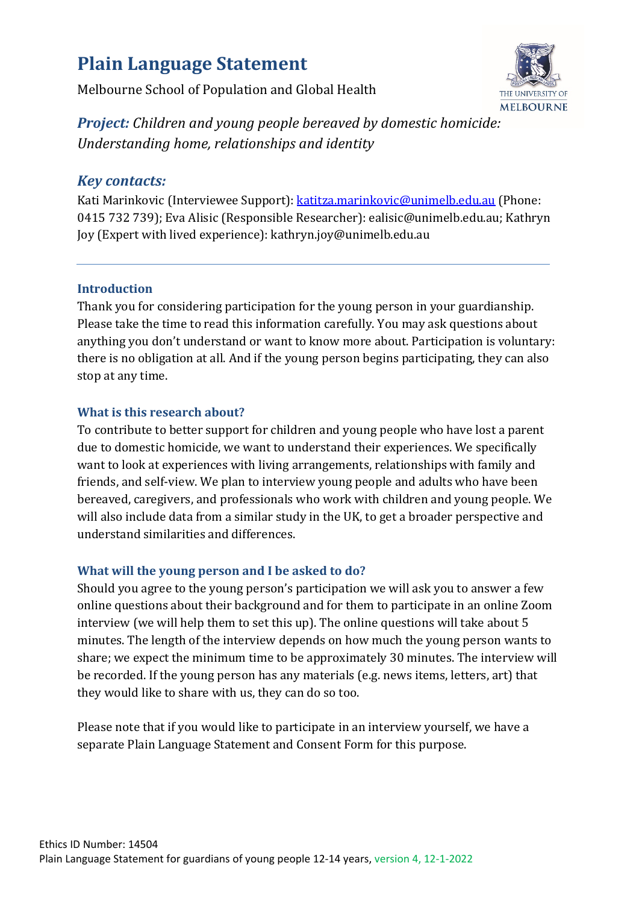# Plain Language Statement

Melbourne School of Population and Global Health

***Project:*** *Children and young people bereaved by domestic homicide: Understanding home, relationships and identity*

## *Key contacts:*

Kati Marinkovic (Interviewee Support): katitza.marinkovic@unimelb.edu.au (Phone: 0415 732 739); Eva Alisic (Responsible Researcher): ealisic@unimelb.edu.au; Kathryn Joy (Expert with lived experience): kathryn.joy@unimelb.edu.au

---

### Introduction

Thank you for considering participation for the young person in your guardianship. Please take the time to read this information carefully. You may ask questions about anything you don't understand or want to know more about. Participation is voluntary: there is no obligation at all. And if the young person begins participating, they can also stop at any time.

### What is this research about?

To contribute to better support for children and young people who have lost a parent due to domestic homicide, we want to understand their experiences. We specifically want to look at experiences with living arrangements, relationships with family and friends, and self-view. We plan to interview young people and adults who have been bereaved, caregivers, and professionals who work with children and young people. We will also include data from a similar study in the UK, to get a broader perspective and understand similarities and differences.

### What will the young person and I be asked to do?

Should you agree to the young person's participation we will ask you to answer a few online questions about their background and for them to participate in an online Zoom interview (we will help them to set this up). The online questions will take about 5 minutes. The length of the interview depends on how much the young person wants to share; we expect the minimum time to be approximately 30 minutes. The interview will be recorded. If the young person has any materials (e.g. news items, letters, art) that they would like to share with us, they can do so too.

Please note that if you would like to participate in an interview yourself, we have a separate Plain Language Statement and Consent Form for this purpose.

Ethics ID Number: 14504
Plain Language Statement for guardians of young people 12-14 years, version 4, 12-1-2022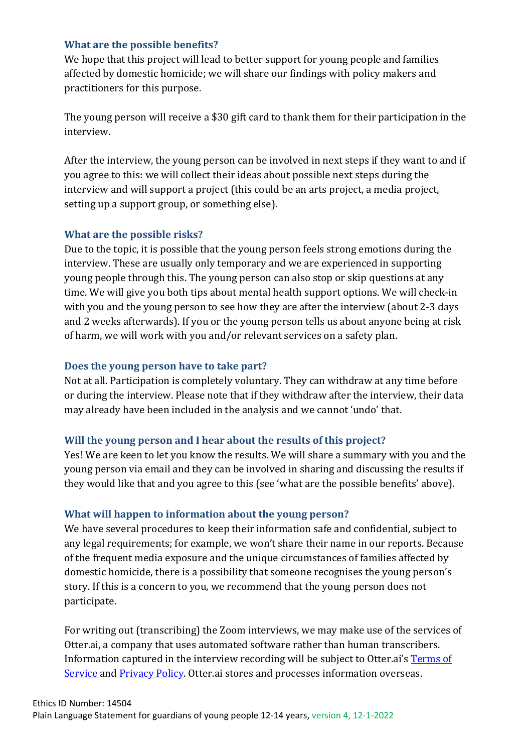### What are the possible benefits?

We hope that this project will lead to better support for young people and families affected by domestic homicide; we will share our findings with policy makers and practitioners for this purpose.

The young person will receive a $30 gift card to thank them for their participation in the interview.

After the interview, the young person can be involved in next steps if they want to and if you agree to this: we will collect their ideas about possible next steps during the interview and will support a project (this could be an arts project, a media project, setting up a support group, or something else).

### What are the possible risks?

Due to the topic, it is possible that the young person feels strong emotions during the interview. These are usually only temporary and we are experienced in supporting young people through this. The young person can also stop or skip questions at any time. We will give you both tips about mental health support options. We will check-in with you and the young person to see how they are after the interview (about 2-3 days and 2 weeks afterwards). If you or the young person tells us about anyone being at risk of harm, we will work with you and/or relevant services on a safety plan.

### Does the young person have to take part?

Not at all. Participation is completely voluntary. They can withdraw at any time before or during the interview. Please note that if they withdraw after the interview, their data may already have been included in the analysis and we cannot 'undo' that.

### Will the young person and I hear about the results of this project?

Yes! We are keen to let you know the results. We will share a summary with you and the young person via email and they can be involved in sharing and discussing the results if they would like that and you agree to this (see 'what are the possible benefits' above).

### What will happen to information about the young person?

We have several procedures to keep their information safe and confidential, subject to any legal requirements; for example, we won't share their name in our reports. Because of the frequent media exposure and the unique circumstances of families affected by domestic homicide, there is a possibility that someone recognises the young person's story. If this is a concern to you, we recommend that the young person does not participate.

For writing out (transcribing) the Zoom interviews, we may make use of the services of Otter.ai, a company that uses automated software rather than human transcribers. Information captured in the interview recording will be subject to Otter.ai's Terms of Service and Privacy Policy. Otter.ai stores and processes information overseas.

Ethics ID Number: 14504
Plain Language Statement for guardians of young people 12-14 years, version 4, 12-1-2022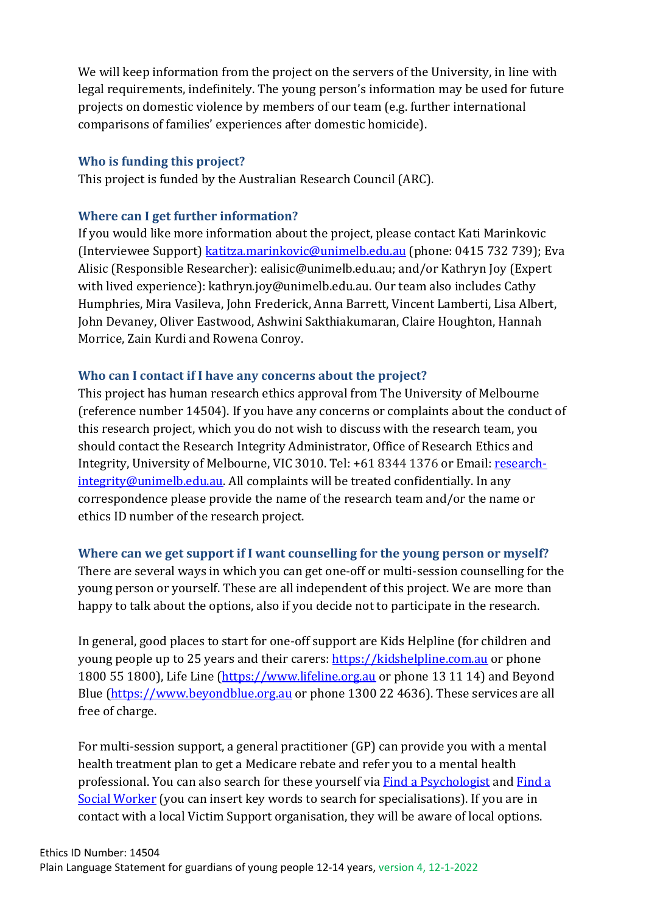We will keep information from the project on the servers of the University, in line with legal requirements, indefinitely. The young person's information may be used for future projects on domestic violence by members of our team (e.g. further international comparisons of families' experiences after domestic homicide).

### Who is funding this project?

This project is funded by the Australian Research Council (ARC).

### Where can I get further information?

If you would like more information about the project, please contact Kati Marinkovic (Interviewee Support) [katitza.marinkovic@unimelb.edu.au](mailto:katitza.marinkovic@unimelb.edu.au) (phone: 0415 732 739); Eva Alisic (Responsible Researcher): ealisic@unimelb.edu.au; and/or Kathryn Joy (Expert with lived experience): kathryn.joy@unimelb.edu.au. Our team also includes Cathy Humphries, Mira Vasileva, John Frederick, Anna Barrett, Vincent Lamberti, Lisa Albert, John Devaney, Oliver Eastwood, Ashwini Sakthiakumaran, Claire Houghton, Hannah Morrice, Zain Kurdi and Rowena Conroy.

### Who can I contact if I have any concerns about the project?

This project has human research ethics approval from The University of Melbourne (reference number 14504). If you have any concerns or complaints about the conduct of this research project, which you do not wish to discuss with the research team, you should contact the Research Integrity Administrator, Office of Research Ethics and Integrity, University of Melbourne, VIC 3010. Tel: +61 8344 1376 or Email: [research-integrity@unimelb.edu.au](mailto:research-integrity@unimelb.edu.au). All complaints will be treated confidentially. In any correspondence please provide the name of the research team and/or the name or ethics ID number of the research project.

### Where can we get support if I want counselling for the young person or myself?

There are several ways in which you can get one-off or multi-session counselling for the young person or yourself. These are all independent of this project. We are more than happy to talk about the options, also if you decide not to participate in the research.

In general, good places to start for one-off support are Kids Helpline (for children and young people up to 25 years and their carers: [https://kidshelpline.com.au](https://kidshelpline.com.au) or phone 1800 55 1800), Life Line ([https://www.lifeline.org.au](https://www.lifeline.org.au) or phone 13 11 14) and Beyond Blue ([https://www.beyondblue.org.au](https://www.beyondblue.org.au) or phone 1300 22 4636). These services are all free of charge.

For multi-session support, a general practitioner (GP) can provide you with a mental health treatment plan to get a Medicare rebate and refer you to a mental health professional. You can also search for these yourself via Find a Psychologist and Find a Social Worker (you can insert key words to search for specialisations). If you are in contact with a local Victim Support organisation, they will be aware of local options.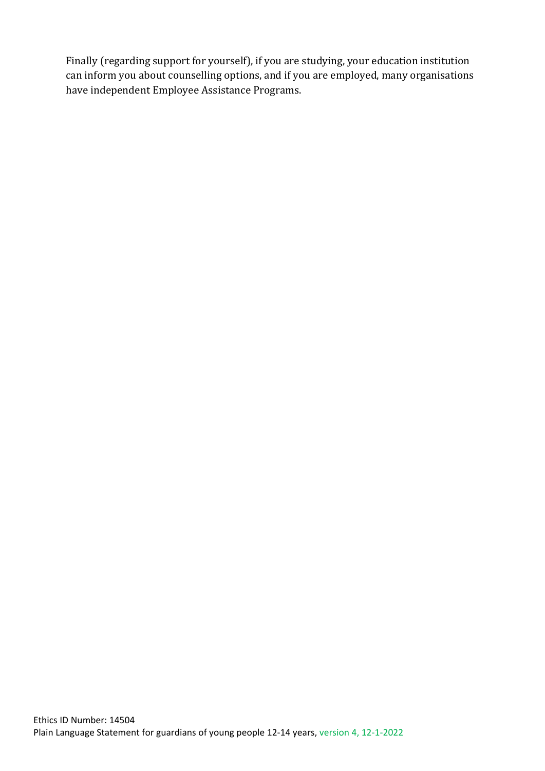Finally (regarding support for yourself), if you are studying, your education institution can inform you about counselling options, and if you are employed, many organisations have independent Employee Assistance Programs.